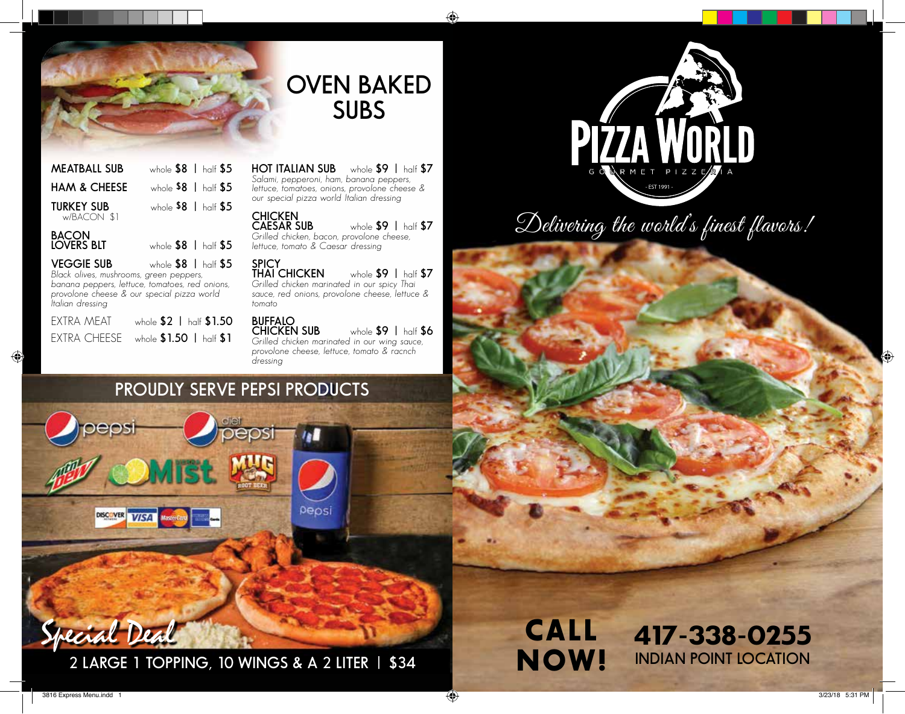# OVEN BAKED SUBS

**MEATBALL SUB** whole **$8** | half **$5**

**HAM & CHEESE** whole **$8** | half **$5**

**TURKEY SUB** whole **$8** | half **$5**
w/BACON $1

**BACON LOVERS BLT** whole **$8** | half **$5**

**VEGGIE SUB** whole **$8** | half **$5**
*Black olives, mushrooms, green peppers, banana peppers, lettuce, tomatoes, red onions, provolone cheese & our special pizza world Italian dressing*

EXTRA MEAT whole **$2** | half **$1.50**

EXTRA CHEESE whole **$1.50** | half **$1**

**HOT ITALIAN SUB** whole **$9** | half **$7**
*Salami, pepperoni, ham, banana peppers, lettuce, tomatoes, onions, provolone cheese & our special pizza world Italian dressing*

**CHICKEN CAESAR SUB** whole **$9** | half **$7**
*Grilled chicken, bacon, provolone cheese, lettuce, tomato & Caesar dressing*

**SPICY THAI CHICKEN** whole **$9** | half **$7**
*Grilled chicken marinated in our spicy Thai sauce, red onions, provolone cheese, lettuce & tomato*

**BUFFALO CHICKEN SUB** whole **$9** | half **$6**
*Grilled chicken marinated in our wing sauce, provolone cheese, lettuce, tomato & racnch dressing*

## PROUDLY SERVE PEPSI PRODUCTS

*Special Deal*

2 LARGE 1 TOPPING, 10 WINGS & A 2 LITER | $34

# PIZZA WORLD

GOURMET PIZZERIA

- EST 1991 -

*Delivering the world's finest flavors!*

**CALL NOW!** **417-338-0255**

INDIAN POINT LOCATION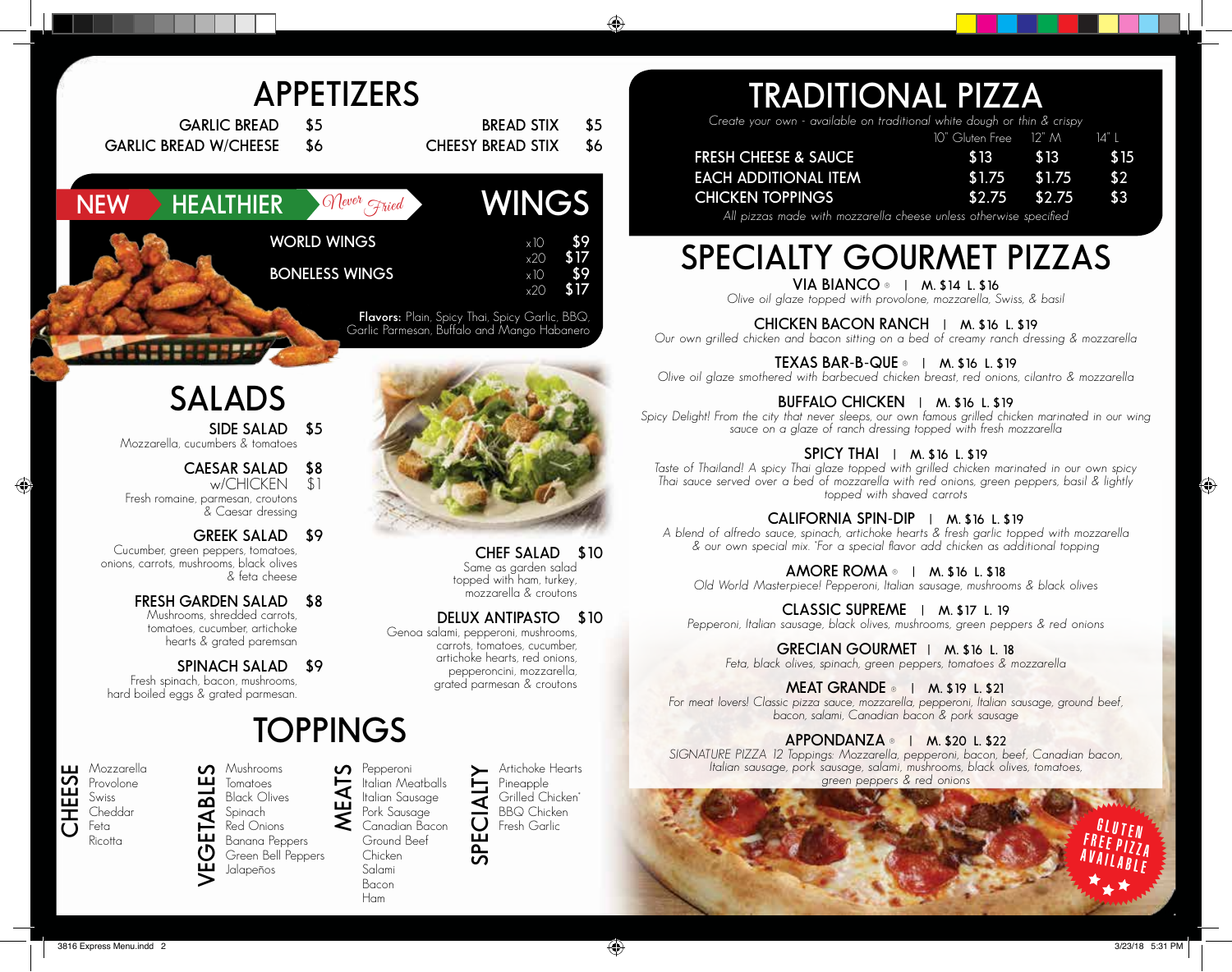# APPETIZERS

| | |
|---|---|
| GARLIC BREAD | $5 |
| GARLIC BREAD W/CHEESE | $6 |
| BREAD STIX | $5 |
| CHEESY BREAD STIX | $6 |

## NEW HEALTHIER *Never Fried* WINGS

| | | |
|---|---|---|
| WORLD WINGS | x10 | $9 |
| | x20 | $17 |
| BONELESS WINGS | x10 | $9 |
| | x20 | $17 |

**Flavors:** Plain, Spicy Thai, Spicy Garlic, BBQ, Garlic Parmesan, Buffalo and Mango Habanero

# SALADS

**SIDE SALAD $5**
Mozzarella, cucumbers & tomatoes

**CAESAR SALAD $8**
w/CHICKEN $1
Fresh romaine, parmesan, croutons & Caesar dressing

**GREEK SALAD $9**
Cucumber, green peppers, tomatoes, onions, carrots, mushrooms, black olives & feta cheese

**FRESH GARDEN SALAD $8**
Mushrooms, shredded carrots, tomatoes, cucumber, artichoke hearts & grated paremsan

**SPINACH SALAD $9**
Fresh spinach, bacon, mushrooms, hard boiled eggs & grated parmesan.

**CHEF SALAD $10**
Same as garden salad topped with ham, turkey, mozzarella & croutons

**DELUX ANTIPASTO $10**
Genoa salami, pepperoni, mushrooms, carrots, tomatoes, cucumber, artichoke hearts, red onions, pepperoncini, mozzarella, grated parmesan & croutons

# TOPPINGS

**CHEESE**
Mozzarella
Provolone
Swiss
Cheddar
Feta
Ricotta

**VEGETABLES**
Mushrooms
Tomatoes
Black Olives
Spinach
Red Onions
Banana Peppers
Green Bell Peppers
Jalapeños

**MEATS**
Pepperoni
Italian Meatballs
Italian Sausage
Pork Sausage
Canadian Bacon
Ground Beef
Chicken
Salami
Bacon
Ham

**SPECIALTY**
Artichoke Hearts
Pineapple
Grilled Chicken*
BBQ Chicken
Fresh Garlic

# TRADITIONAL PIZZA

*Create your own - available on traditional white dough or thin & crispy*

| | 10" Gluten Free | 12" M | 14" L |
|---|---|---|---|
| FRESH CHEESE & SAUCE | $13 | $13 | $15 |
| EACH ADDITIONAL ITEM | $1.75 | $1.75 | $2 |
| CHICKEN TOPPINGS | $2.75 | $2.75 | $3 |

*All pizzas made with mozzarella cheese unless otherwise specified*

# SPECIALTY GOURMET PIZZAS

**VIA BIANCO ® | M. $14 L. $16**
*Olive oil glaze topped with provolone, mozzarella, Swiss, & basil*

**CHICKEN BACON RANCH | M. $16 L. $19**
*Our own grilled chicken and bacon sitting on a bed of creamy ranch dressing & mozzarella*

**TEXAS BAR-B-QUE ® | M. $16 L. $19**
*Olive oil glaze smothered with barbecued chicken breast, red onions, cilantro & mozzarella*

**BUFFALO CHICKEN | M. $16 L. $19**
*Spicy Delight! From the city that never sleeps, our own famous grilled chicken marinated in our wing sauce on a glaze of ranch dressing topped with fresh mozzarella*

**SPICY THAI | M. $16 L. $19**
*Taste of Thailand! A spicy Thai glaze topped with grilled chicken marinated in our own spicy Thai sauce served over a bed of mozzarella with red onions, green peppers, basil & lightly topped with shaved carrots*

**CALIFORNIA SPIN-DIP | M. $16 L. $19**
*A blend of alfredo sauce, spinach, artichoke hearts & fresh garlic topped with mozzarella & our own special mix. \*For a special flavor add chicken as additional topping*

**AMORE ROMA ® | M. $16 L. $18**
*Old World Masterpiece! Pepperoni, Italian sausage, mushrooms & black olives*

**CLASSIC SUPREME | M. $17 L. 19**
*Pepperoni, Italian sausage, black olives, mushrooms, green peppers & red onions*

**GRECIAN GOURMET | M. $16 L. 18**
*Feta, black olives, spinach, green peppers, tomatoes & mozzarella*

**MEAT GRANDE ® | M. $19 L. $21**
*For meat lovers! Classic pizza sauce, mozzarella, pepperoni, Italian sausage, ground beef, bacon, salami, Canadian bacon & pork sausage*

**APPONDANZA ® | M. $20 L. $22**
*SIGNATURE PIZZA 12 Toppings: Mozzarella, pepperoni, bacon, beef, Canadian bacon, Italian sausage, pork sausage, salami, mushrooms, black olives, tomatoes, green peppers & red onions*

GLUTEN FREE PIZZA AVAILABLE